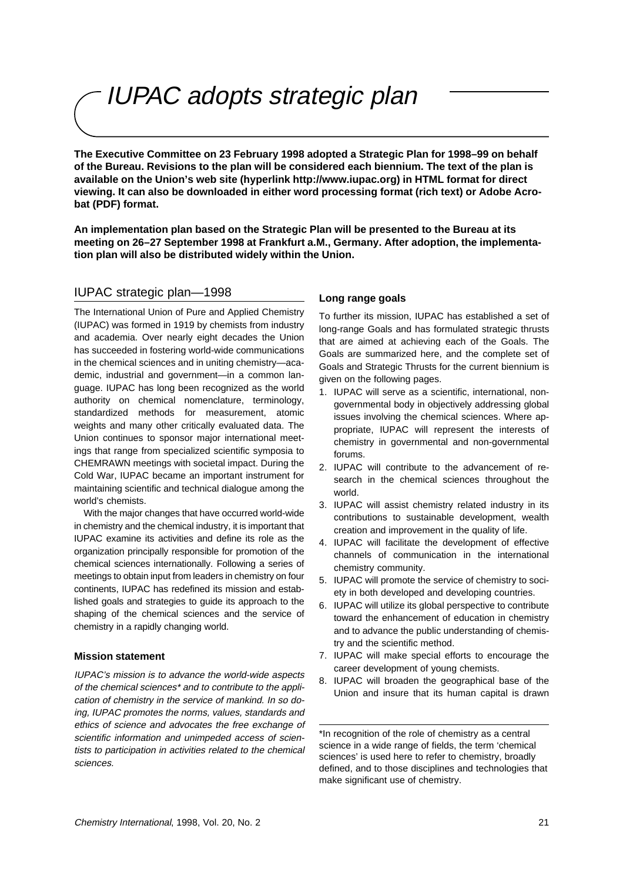# IUPAC adopts strategic plan

**The Executive Committee on 23 February 1998 adopted a Strategic Plan for 1998–99 on behalf of the Bureau. Revisions to the plan will be considered each biennium. The text of the plan is available on the Union's web site (hyperlink http://www.iupac.org) in HTML format for direct viewing. It can also be downloaded in either word processing format (rich text) or Adobe Acrobat (PDF) format.**

**An implementation plan based on the Strategic Plan will be presented to the Bureau at its meeting on 26–27 September 1998 at Frankfurt a.M., Germany. After adoption, the implementation plan will also be distributed widely within the Union.**

## IUPAC strategic plan—1998

The International Union of Pure and Applied Chemistry (IUPAC) was formed in 1919 by chemists from industry and academia. Over nearly eight decades the Union has succeeded in fostering world-wide communications in the chemical sciences and in uniting chemistry—academic, industrial and government—in a common language. IUPAC has long been recognized as the world authority on chemical nomenclature, terminology, standardized methods for measurement, atomic weights and many other critically evaluated data. The Union continues to sponsor major international meetings that range from specialized scientific symposia to CHEMRAWN meetings with societal impact. During the Cold War, IUPAC became an important instrument for maintaining scientific and technical dialogue among the world's chemists.

With the major changes that have occurred world-wide in chemistry and the chemical industry, it is important that IUPAC examine its activities and define its role as the organization principally responsible for promotion of the chemical sciences internationally. Following a series of meetings to obtain input from leaders in chemistry on four continents, IUPAC has redefined its mission and established goals and strategies to guide its approach to the shaping of the chemical sciences and the service of chemistry in a rapidly changing world.

### Mission statement

*IUPAC's mission is to advance the world-wide aspects of the chemical sciences\* and to contribute to the application of chemistry in the service of mankind. In so doing, IUPAC promotes the norms, values, standards and ethics of science and advocates the free exchange of scientific information and unimpeded access of scientists to participation in activities related to the chemical sciences.*

### Long range goals

To further its mission, IUPAC has established a set of long-range Goals and has formulated strategic thrusts that are aimed at achieving each of the Goals. The Goals are summarized here, and the complete set of Goals and Strategic Thrusts for the current biennium is given on the following pages.

1. IUPAC will serve as a scientific, international, non-governmental body in objectively addressing global issues involving the chemical sciences. Where appropriate, IUPAC will represent the interests of chemistry in governmental and non-governmental forums.
2. IUPAC will contribute to the advancement of research in the chemical sciences throughout the world.
3. IUPAC will assist chemistry related industry in its contributions to sustainable development, wealth creation and improvement in the quality of life.
4. IUPAC will facilitate the development of effective channels of communication in the international chemistry community.
5. IUPAC will promote the service of chemistry to society in both developed and developing countries.
6. IUPAC will utilize its global perspective to contribute toward the enhancement of education in chemistry and to advance the public understanding of chemistry and the scientific method.
7. IUPAC will make special efforts to encourage the career development of young chemists.
8. IUPAC will broaden the geographical base of the Union and insure that its human capital is drawn

---

\*In recognition of the role of chemistry as a central science in a wide range of fields, the term 'chemical sciences' is used here to refer to chemistry, broadly defined, and to those disciplines and technologies that make significant use of chemistry.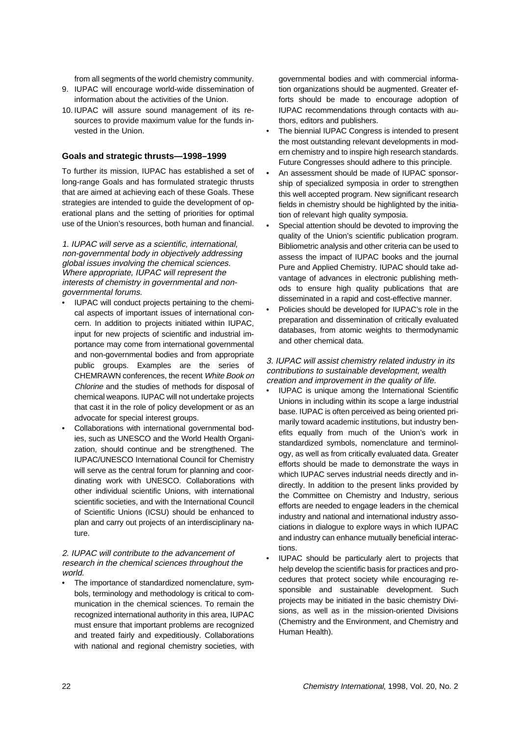from all segments of the world chemistry community.

9. IUPAC will encourage world-wide dissemination of information about the activities of the Union.
10. IUPAC will assure sound management of its resources to provide maximum value for the funds invested in the Union.

### Goals and strategic thrusts—1998–1999

To further its mission, IUPAC has established a set of long-range Goals and has formulated strategic thrusts that are aimed at achieving each of these Goals. These strategies are intended to guide the development of operational plans and the setting of priorities for optimal use of the Union's resources, both human and financial.

*1. IUPAC will serve as a scientific, international, non-governmental body in objectively addressing global issues involving the chemical sciences. Where appropriate, IUPAC will represent the interests of chemistry in governmental and non-governmental forums.*

- IUPAC will conduct projects pertaining to the chemical aspects of important issues of international concern. In addition to projects initiated within IUPAC, input for new projects of scientific and industrial importance may come from international governmental and non-governmental bodies and from appropriate public groups. Examples are the series of CHEMRAWN conferences, the recent *White Book on Chlorine* and the studies of methods for disposal of chemical weapons. IUPAC will not undertake projects that cast it in the role of policy development or as an advocate for special interest groups.
- Collaborations with international governmental bodies, such as UNESCO and the World Health Organization, should continue and be strengthened. The IUPAC/UNESCO International Council for Chemistry will serve as the central forum for planning and coordinating work with UNESCO. Collaborations with other individual scientific Unions, with international scientific societies, and with the International Council of Scientific Unions (ICSU) should be enhanced to plan and carry out projects of an interdisciplinary nature.

*2. IUPAC will contribute to the advancement of research in the chemical sciences throughout the world.*

- The importance of standardized nomenclature, symbols, terminology and methodology is critical to communication in the chemical sciences. To remain the recognized international authority in this area, IUPAC must ensure that important problems are recognized and treated fairly and expeditiously. Collaborations with national and regional chemistry societies, with governmental bodies and with commercial information organizations should be augmented. Greater efforts should be made to encourage adoption of IUPAC recommendations through contacts with authors, editors and publishers.
- The biennial IUPAC Congress is intended to present the most outstanding relevant developments in modern chemistry and to inspire high research standards. Future Congresses should adhere to this principle.
- An assessment should be made of IUPAC sponsorship of specialized symposia in order to strengthen this well accepted program. New significant research fields in chemistry should be highlighted by the initiation of relevant high quality symposia.
- Special attention should be devoted to improving the quality of the Union's scientific publication program. Bibliometric analysis and other criteria can be used to assess the impact of IUPAC books and the journal Pure and Applied Chemistry. IUPAC should take advantage of advances in electronic publishing methods to ensure high quality publications that are disseminated in a rapid and cost-effective manner.
- Policies should be developed for IUPAC's role in the preparation and dissemination of critically evaluated databases, from atomic weights to thermodynamic and other chemical data.

*3. IUPAC will assist chemistry related industry in its contributions to sustainable development, wealth creation and improvement in the quality of life.*

- IUPAC is unique among the International Scientific Unions in including within its scope a large industrial base. IUPAC is often perceived as being oriented primarily toward academic institutions, but industry benefits equally from much of the Union's work in standardized symbols, nomenclature and terminology, as well as from critically evaluated data. Greater efforts should be made to demonstrate the ways in which IUPAC serves industrial needs directly and indirectly. In addition to the present links provided by the Committee on Chemistry and Industry, serious efforts are needed to engage leaders in the chemical industry and national and international industry associations in dialogue to explore ways in which IUPAC and industry can enhance mutually beneficial interactions.
- IUPAC should be particularly alert to projects that help develop the scientific basis for practices and procedures that protect society while encouraging responsible and sustainable development. Such projects may be initiated in the basic chemistry Divisions, as well as in the mission-oriented Divisions (Chemistry and the Environment, and Chemistry and Human Health).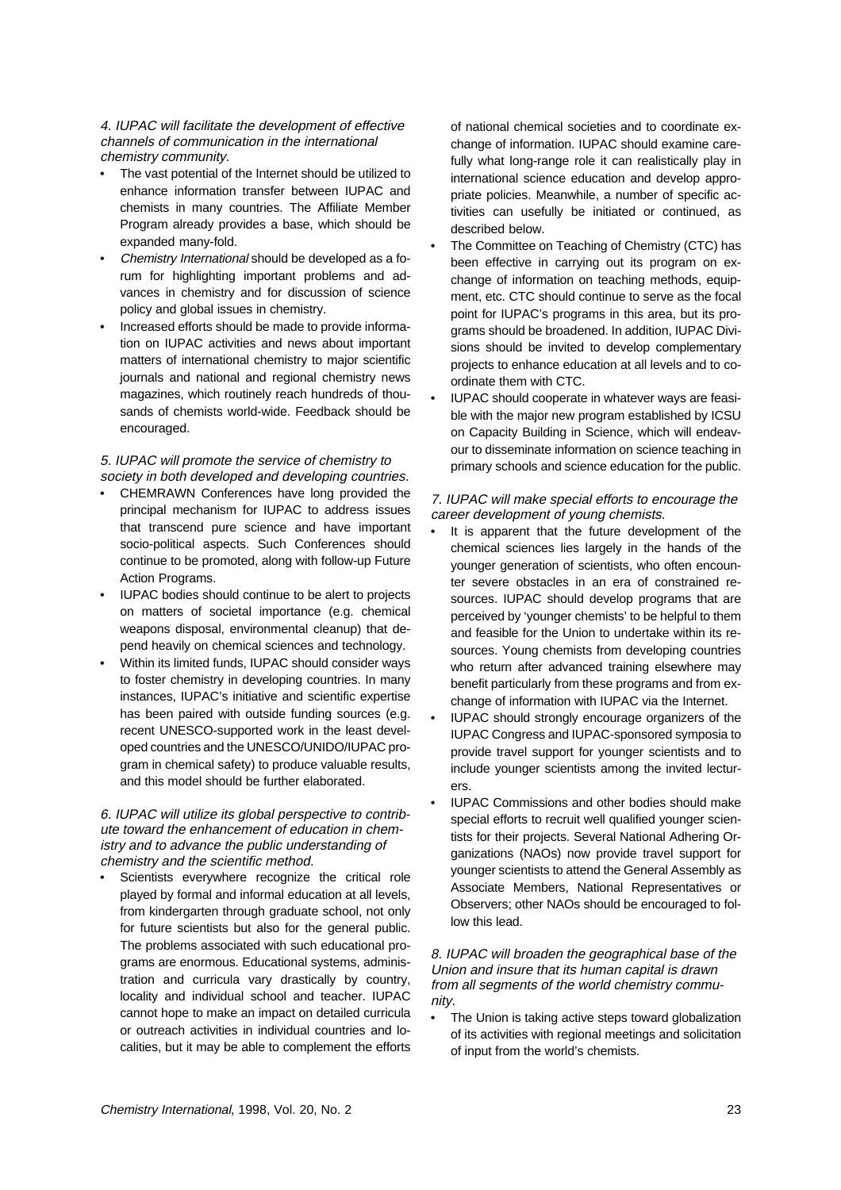*4. IUPAC will facilitate the development of effective channels of communication in the international chemistry community.*

- The vast potential of the Internet should be utilized to enhance information transfer between IUPAC and chemists in many countries. The Affiliate Member Program already provides a base, which should be expanded many-fold.
- *Chemistry International* should be developed as a forum for highlighting important problems and advances in chemistry and for discussion of science policy and global issues in chemistry.
- Increased efforts should be made to provide information on IUPAC activities and news about important matters of international chemistry to major scientific journals and national and regional chemistry news magazines, which routinely reach hundreds of thousands of chemists world-wide. Feedback should be encouraged.

*5. IUPAC will promote the service of chemistry to society in both developed and developing countries.*

- CHEMRAWN Conferences have long provided the principal mechanism for IUPAC to address issues that transcend pure science and have important socio-political aspects. Such Conferences should continue to be promoted, along with follow-up Future Action Programs.
- IUPAC bodies should continue to be alert to projects on matters of societal importance (e.g. chemical weapons disposal, environmental cleanup) that depend heavily on chemical sciences and technology.
- Within its limited funds, IUPAC should consider ways to foster chemistry in developing countries. In many instances, IUPAC's initiative and scientific expertise has been paired with outside funding sources (e.g. recent UNESCO-supported work in the least developed countries and the UNESCO/UNIDO/IUPAC program in chemical safety) to produce valuable results, and this model should be further elaborated.

*6. IUPAC will utilize its global perspective to contribute toward the enhancement of education in chemistry and to advance the public understanding of chemistry and the scientific method.*

- Scientists everywhere recognize the critical role played by formal and informal education at all levels, from kindergarten through graduate school, not only for future scientists but also for the general public. The problems associated with such educational programs are enormous. Educational systems, administration and curricula vary drastically by country, locality and individual school and teacher. IUPAC cannot hope to make an impact on detailed curricula or outreach activities in individual countries and localities, but it may be able to complement the efforts of national chemical societies and to coordinate exchange of information. IUPAC should examine carefully what long-range role it can realistically play in international science education and develop appropriate policies. Meanwhile, a number of specific activities can usefully be initiated or continued, as described below.
- The Committee on Teaching of Chemistry (CTC) has been effective in carrying out its program on exchange of information on teaching methods, equipment, etc. CTC should continue to serve as the focal point for IUPAC's programs in this area, but its programs should be broadened. In addition, IUPAC Divisions should be invited to develop complementary projects to enhance education at all levels and to coordinate them with CTC.
- IUPAC should cooperate in whatever ways are feasible with the major new program established by ICSU on Capacity Building in Science, which will endeavour to disseminate information on science teaching in primary schools and science education for the public.

*7. IUPAC will make special efforts to encourage the career development of young chemists.*

- It is apparent that the future development of the chemical sciences lies largely in the hands of the younger generation of scientists, who often encounter severe obstacles in an era of constrained resources. IUPAC should develop programs that are perceived by 'younger chemists' to be helpful to them and feasible for the Union to undertake within its resources. Young chemists from developing countries who return after advanced training elsewhere may benefit particularly from these programs and from exchange of information with IUPAC via the Internet.
- IUPAC should strongly encourage organizers of the IUPAC Congress and IUPAC-sponsored symposia to provide travel support for younger scientists and to include younger scientists among the invited lecturers.
- IUPAC Commissions and other bodies should make special efforts to recruit well qualified younger scientists for their projects. Several National Adhering Organizations (NAOs) now provide travel support for younger scientists to attend the General Assembly as Associate Members, National Representatives or Observers; other NAOs should be encouraged to follow this lead.

*8. IUPAC will broaden the geographical base of the Union and insure that its human capital is drawn from all segments of the world chemistry community.*

- The Union is taking active steps toward globalization of its activities with regional meetings and solicitation of input from the world's chemists.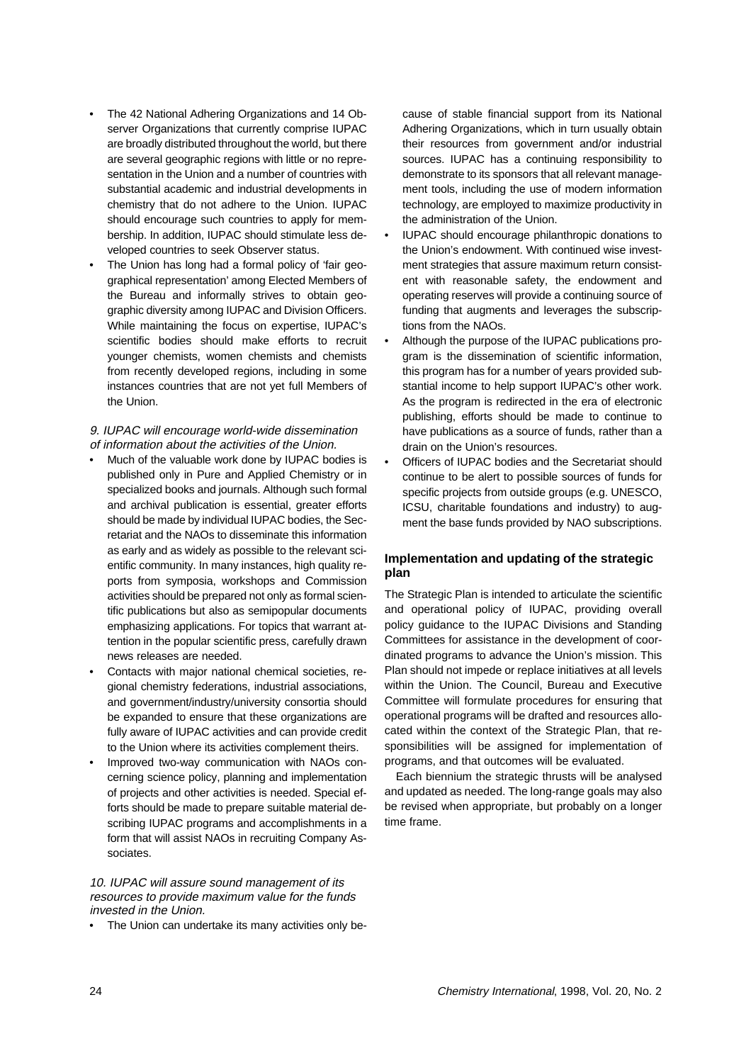- The 42 National Adhering Organizations and 14 Observer Organizations that currently comprise IUPAC are broadly distributed throughout the world, but there are several geographic regions with little or no representation in the Union and a number of countries with substantial academic and industrial developments in chemistry that do not adhere to the Union. IUPAC should encourage such countries to apply for membership. In addition, IUPAC should stimulate less developed countries to seek Observer status.
- The Union has long had a formal policy of 'fair geographical representation' among Elected Members of the Bureau and informally strives to obtain geographic diversity among IUPAC and Division Officers. While maintaining the focus on expertise, IUPAC's scientific bodies should make efforts to recruit younger chemists, women chemists and chemists from recently developed regions, including in some instances countries that are not yet full Members of the Union.

*9. IUPAC will encourage world-wide dissemination of information about the activities of the Union.*

- Much of the valuable work done by IUPAC bodies is published only in Pure and Applied Chemistry or in specialized books and journals. Although such formal and archival publication is essential, greater efforts should be made by individual IUPAC bodies, the Secretariat and the NAOs to disseminate this information as early and as widely as possible to the relevant scientific community. In many instances, high quality reports from symposia, workshops and Commission activities should be prepared not only as formal scientific publications but also as semipopular documents emphasizing applications. For topics that warrant attention in the popular scientific press, carefully drawn news releases are needed.
- Contacts with major national chemical societies, regional chemistry federations, industrial associations, and government/industry/university consortia should be expanded to ensure that these organizations are fully aware of IUPAC activities and can provide credit to the Union where its activities complement theirs.
- Improved two-way communication with NAOs concerning science policy, planning and implementation of projects and other activities is needed. Special efforts should be made to prepare suitable material describing IUPAC programs and accomplishments in a form that will assist NAOs in recruiting Company Associates.

*10. IUPAC will assure sound management of its resources to provide maximum value for the funds invested in the Union.*

- The Union can undertake its many activities only because of stable financial support from its National Adhering Organizations, which in turn usually obtain their resources from government and/or industrial sources. IUPAC has a continuing responsibility to demonstrate to its sponsors that all relevant management tools, including the use of modern information technology, are employed to maximize productivity in the administration of the Union.
- IUPAC should encourage philanthropic donations to the Union's endowment. With continued wise investment strategies that assure maximum return consistent with reasonable safety, the endowment and operating reserves will provide a continuing source of funding that augments and leverages the subscriptions from the NAOs.
- Although the purpose of the IUPAC publications program is the dissemination of scientific information, this program has for a number of years provided substantial income to help support IUPAC's other work. As the program is redirected in the era of electronic publishing, efforts should be made to continue to have publications as a source of funds, rather than a drain on the Union's resources.
- Officers of IUPAC bodies and the Secretariat should continue to be alert to possible sources of funds for specific projects from outside groups (e.g. UNESCO, ICSU, charitable foundations and industry) to augment the base funds provided by NAO subscriptions.

### Implementation and updating of the strategic plan

The Strategic Plan is intended to articulate the scientific and operational policy of IUPAC, providing overall policy guidance to the IUPAC Divisions and Standing Committees for assistance in the development of coordinated programs to advance the Union's mission. This Plan should not impede or replace initiatives at all levels within the Union. The Council, Bureau and Executive Committee will formulate procedures for ensuring that operational programs will be drafted and resources allocated within the context of the Strategic Plan, that responsibilities will be assigned for implementation of programs, and that outcomes will be evaluated.

Each biennium the strategic thrusts will be analysed and updated as needed. The long-range goals may also be revised when appropriate, but probably on a longer time frame.